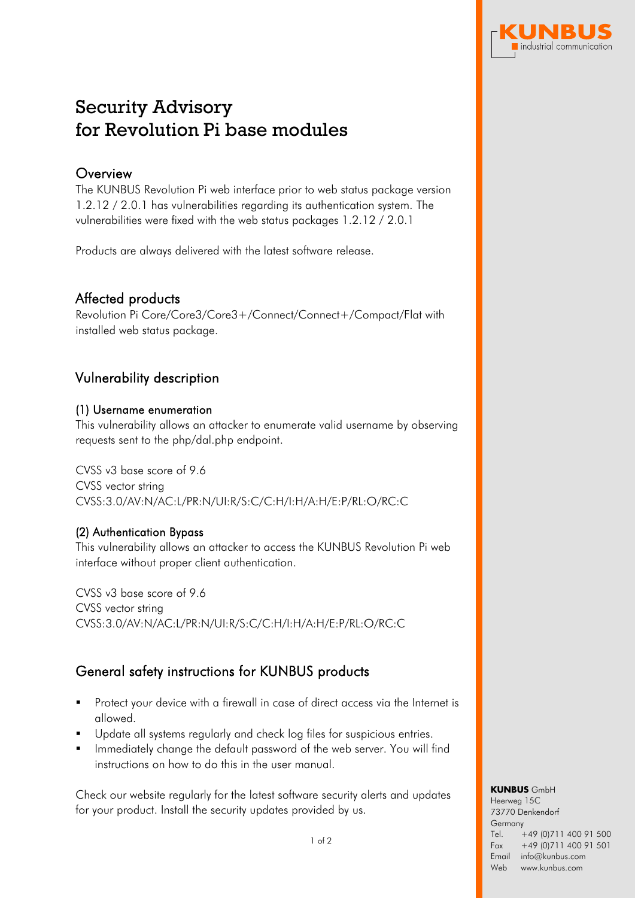# Security Advisory for Revolution Pi base modules

## Overview

The KUNBUS Revolution Pi web interface prior to web status package version 1.2.12 / 2.0.1 has vulnerabilities regarding its authentication system. The vulnerabilities were fixed with the web status packages 1.2.12 / 2.0.1

Products are always delivered with the latest software release.

## Affected products

Revolution Pi Core/Core3/Core3+/Connect/Connect+/Compact/Flat with installed web status package.

## Vulnerability description

### (1) Username enumeration

This vulnerability allows an attacker to enumerate valid username by observing requests sent to the php/dal.php endpoint.

CVSS v3 base score of 9.6
CVSS vector string
CVSS:3.0/AV:N/AC:L/PR:N/UI:R/S:C/C:H/I:H/A:H/E:P/RL:O/RC:C

### (2) Authentication Bypass

This vulnerability allows an attacker to access the KUNBUS Revolution Pi web interface without proper client authentication.

CVSS v3 base score of 9.6
CVSS vector string
CVSS:3.0/AV:N/AC:L/PR:N/UI:R/S:C/C:H/I:H/A:H/E:P/RL:O/RC:C

## General safety instructions for KUNBUS products

- Protect your device with a firewall in case of direct access via the Internet is allowed.
- Update all systems regularly and check log files for suspicious entries.
- Immediately change the default password of the web server. You will find instructions on how to do this in the user manual.

Check our website regularly for the latest software security alerts and updates for your product. Install the security updates provided by us.

**KUNBUS** GmbH
Heerweg 15C
73770 Denkendorf
Germany
Tel. +49 (0)711 400 91 500
Fax +49 (0)711 400 91 501
Email info@kunbus.com
Web www.kunbus.com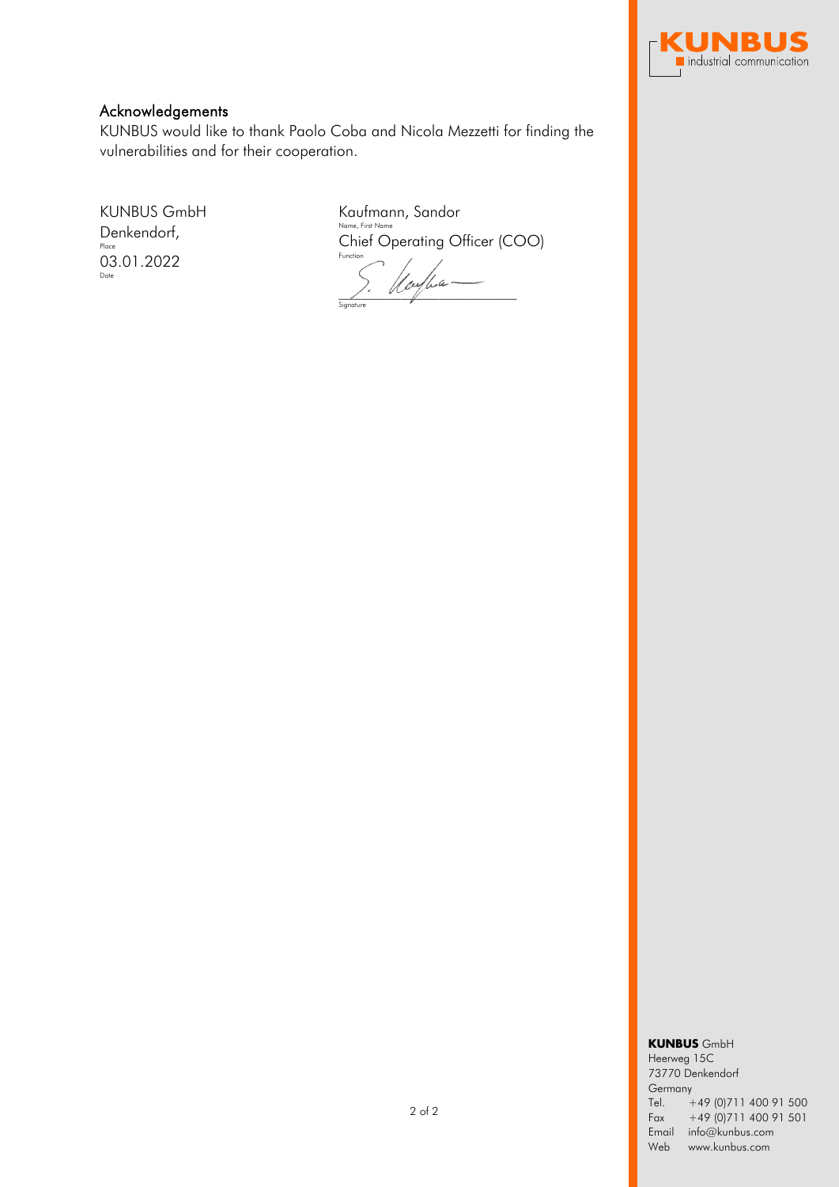## Acknowledgements

KUNBUS would like to thank Paolo Coba and Nicola Mezzetti for finding the vulnerabilities and for their cooperation.

KUNBUS GmbH

Denkendorf,
Place

03.01.2022
Date

Kaufmann, Sandor
Name, First Name

Chief Operating Officer (COO)
Function

Signature

**KUNBUS** GmbH
Heerweg 15C
73770 Denkendorf
Germany
Tel. +49 (0)711 400 91 500
Fax +49 (0)711 400 91 501
Email info@kunbus.com
Web www.kunbus.com